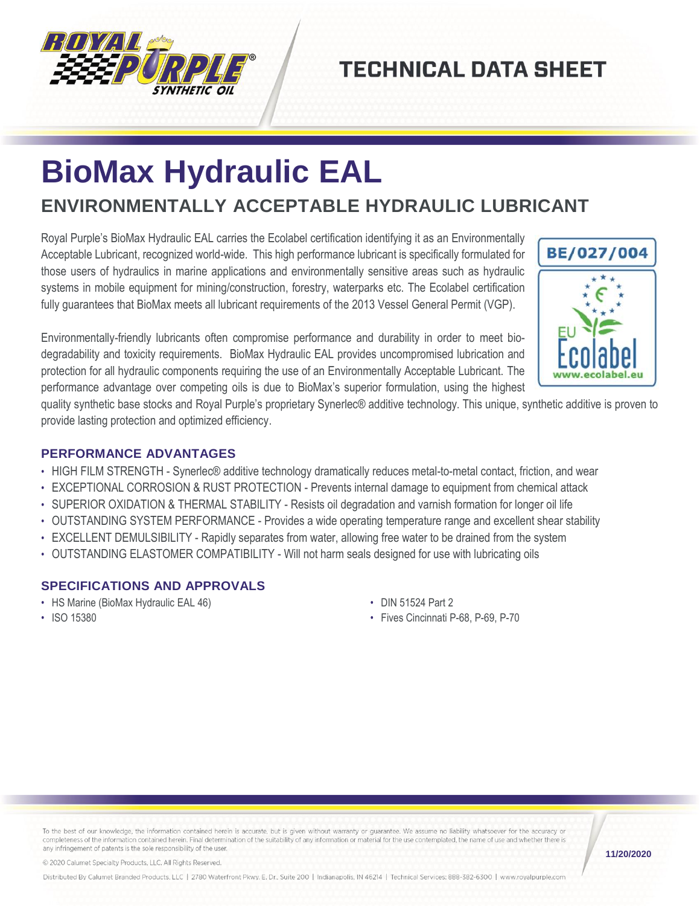TECHNICAL DATA SHEET

# BioMax Hydraulic EAL

## ENVIRONMENTALLY ACCEPTABLE HYDRAULIC LUBRICANT

Royal Purple's BioMax Hydraulic EAL carries the Ecolabel certification identifying it as an Environmentally Acceptable Lubricant, recognized world-wide. This high performance lubricant is specifically formulated for those users of hydraulics in marine applications and environmentally sensitive areas such as hydraulic systems in mobile equipment for mining/construction, forestry, waterparks etc. The Ecolabel certification fully guarantees that BioMax meets all lubricant requirements of the 2013 Vessel General Permit (VGP).

BE/027/004

Environmentally-friendly lubricants often compromise performance and durability in order to meet bio-degradability and toxicity requirements. BioMax Hydraulic EAL provides uncompromised lubrication and protection for all hydraulic components requiring the use of an Environmentally Acceptable Lubricant. The performance advantage over competing oils is due to BioMax's superior formulation, using the highest quality synthetic base stocks and Royal Purple's proprietary Synerlec® additive technology. This unique, synthetic additive is proven to provide lasting protection and optimized efficiency.

### PERFORMANCE ADVANTAGES

- HIGH FILM STRENGTH - Synerlec® additive technology dramatically reduces metal-to-metal contact, friction, and wear
- EXCEPTIONAL CORROSION & RUST PROTECTION - Prevents internal damage to equipment from chemical attack
- SUPERIOR OXIDATION & THERMAL STABILITY - Resists oil degradation and varnish formation for longer oil life
- OUTSTANDING SYSTEM PERFORMANCE - Provides a wide operating temperature range and excellent shear stability
- EXCELLENT DEMULSIBILITY - Rapidly separates from water, allowing free water to be drained from the system
- OUTSTANDING ELASTOMER COMPATIBILITY - Will not harm seals designed for use with lubricating oils

### SPECIFICATIONS AND APPROVALS

- HS Marine (BioMax Hydraulic EAL 46)
- ISO 15380
- DIN 51524 Part 2
- Fives Cincinnati P-68, P-69, P-70

To the best of our knowledge, the information contained herein is accurate, but is given without warranty or guarantee. We assume no liability whatsoever for the accuracy or completeness of the information contained herein. Final determination of the suitability of any information or material for the use contemplated, the name of use and whether there is any infringement of patents is the sole responsibility of the user.

© 2020 Calumet Specialty Products, LLC. All Rights Reserved.

Distributed By Calumet Branded Products, LLC | 2780 Waterfront Pkwy. E. Dr., Suite 200 | Indianapolis, IN 46214 | Technical Services: 888-382-6300 | www.royalpurple.com

11/20/2020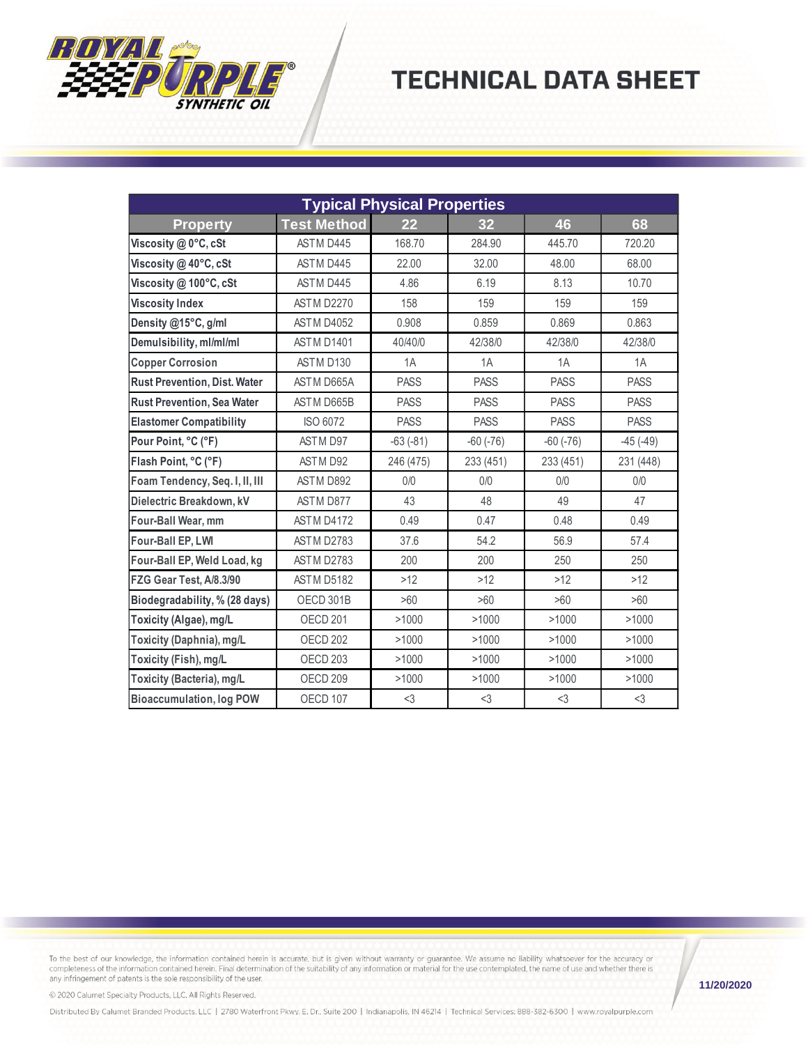# TECHNICAL DATA SHEET

| Typical Physical Properties | | | | | |
|---|---|---|---|---|---|
| **Property** | **Test Method** | **22** | **32** | **46** | **68** |
| **Viscosity @ 0°C, cSt** | ASTM D445 | 168.70 | 284.90 | 445.70 | 720.20 |
| **Viscosity @ 40°C, cSt** | ASTM D445 | 22.00 | 32.00 | 48.00 | 68.00 |
| **Viscosity @ 100°C, cSt** | ASTM D445 | 4.86 | 6.19 | 8.13 | 10.70 |
| **Viscosity Index** | ASTM D2270 | 158 | 159 | 159 | 159 |
| **Density @15°C, g/ml** | ASTM D4052 | 0.908 | 0.859 | 0.869 | 0.863 |
| **Demulsibility, ml/ml/ml** | ASTM D1401 | 40/40/0 | 42/38/0 | 42/38/0 | 42/38/0 |
| **Copper Corrosion** | ASTM D130 | 1A | 1A | 1A | 1A |
| **Rust Prevention, Dist. Water** | ASTM D665A | PASS | PASS | PASS | PASS |
| **Rust Prevention, Sea Water** | ASTM D665B | PASS | PASS | PASS | PASS |
| **Elastomer Compatibility** | ISO 6072 | PASS | PASS | PASS | PASS |
| **Pour Point, °C (°F)** | ASTM D97 | -63 (-81) | -60 (-76) | -60 (-76) | -45 (-49) |
| **Flash Point, °C (°F)** | ASTM D92 | 246 (475) | 233 (451) | 233 (451) | 231 (448) |
| **Foam Tendency, Seq. I, II, III** | ASTM D892 | 0/0 | 0/0 | 0/0 | 0/0 |
| **Dielectric Breakdown, kV** | ASTM D877 | 43 | 48 | 49 | 47 |
| **Four-Ball Wear, mm** | ASTM D4172 | 0.49 | 0.47 | 0.48 | 0.49 |
| **Four-Ball EP, LWI** | ASTM D2783 | 37.6 | 54.2 | 56.9 | 57.4 |
| **Four-Ball EP, Weld Load, kg** | ASTM D2783 | 200 | 200 | 250 | 250 |
| **FZG Gear Test, A/8.3/90** | ASTM D5182 | >12 | >12 | >12 | >12 |
| **Biodegradability, % (28 days)** | OECD 301B | >60 | >60 | >60 | >60 |
| **Toxicity (Algae), mg/L** | OECD 201 | >1000 | >1000 | >1000 | >1000 |
| **Toxicity (Daphnia), mg/L** | OECD 202 | >1000 | >1000 | >1000 | >1000 |
| **Toxicity (Fish), mg/L** | OECD 203 | >1000 | >1000 | >1000 | >1000 |
| **Toxicity (Bacteria), mg/L** | OECD 209 | >1000 | >1000 | >1000 | >1000 |
| **Bioaccumulation, log POW** | OECD 107 | <3 | <3 | <3 | <3 |

To the best of our knowledge, the information contained herein is accurate, but is given without warranty or guarantee. We assume no liability whatsoever for the accuracy or completeness of the information contained herein. Final determination of the suitability of any information or material for the use contemplated, the name of use and whether there is any infringement of patents is the sole responsibility of the user.

© 2020 Calumet Specialty Products, LLC. All Rights Reserved.

**11/20/2020**

Distributed By Calumet Branded Products, LLC | 2780 Waterfront Pkwy. E. Dr., Suite 200 | Indianapolis, IN 46214 | Technical Services: 888-382-6300 | www.royalpurple.com